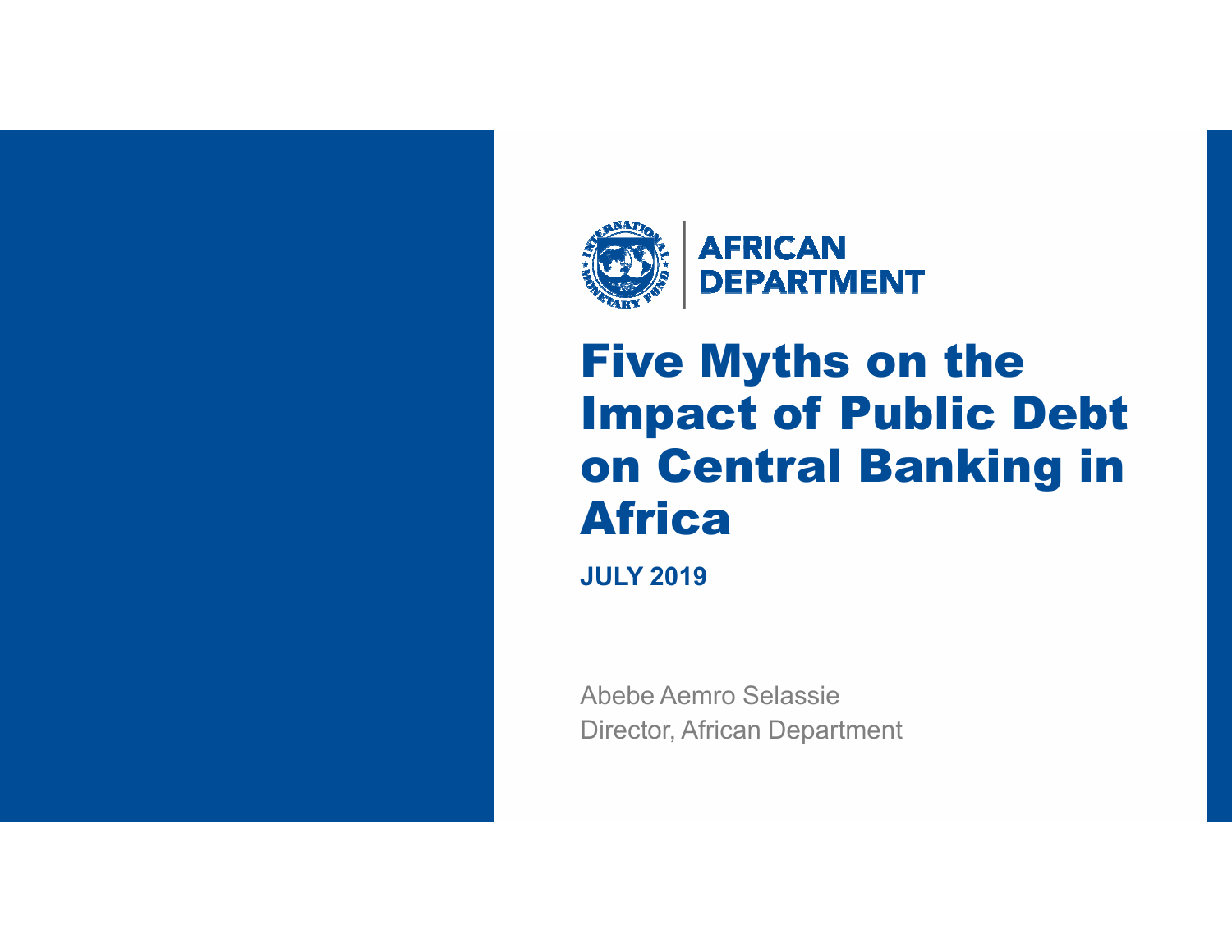AFRICAN DEPARTMENT

# Five Myths on the Impact of Public Debt on Central Banking in Africa

**JULY 2019**

Abebe Aemro Selassie
Director, African Department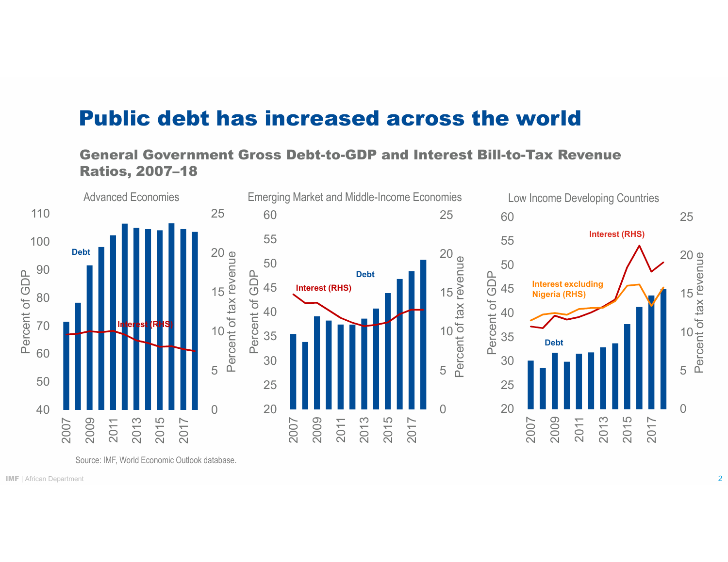# Public debt has increased across the world

## General Government Gross Debt-to-GDP and Interest Bill-to-Tax Revenue Ratios, 2007–18

Source: IMF, World Economic Outlook database.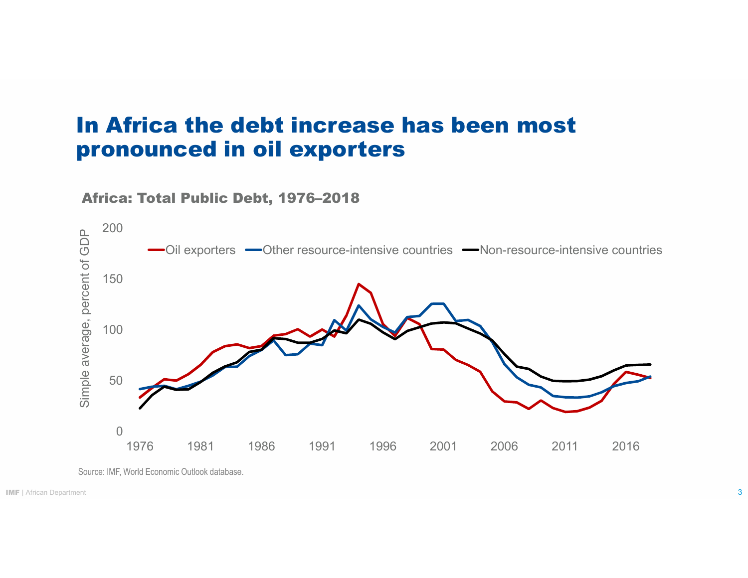# In Africa the debt increase has been most pronounced in oil exporters

**Africa: Total Public Debt, 1976–2018**

Source: IMF, World Economic Outlook database.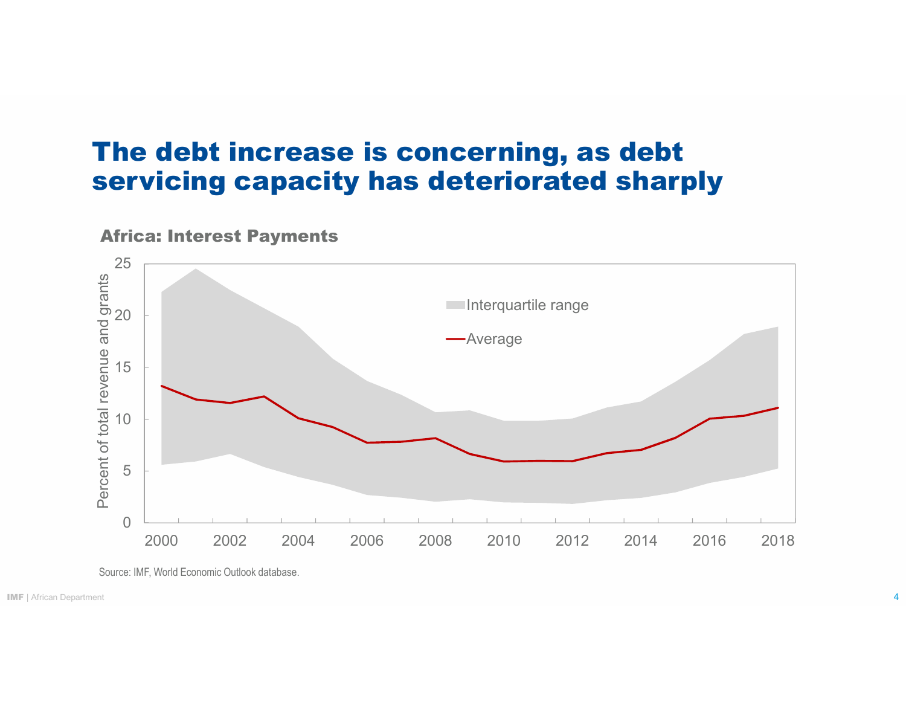# The debt increase is concerning, as debt servicing capacity has deteriorated sharply

**Africa: Interest Payments**

Source: IMF, World Economic Outlook database.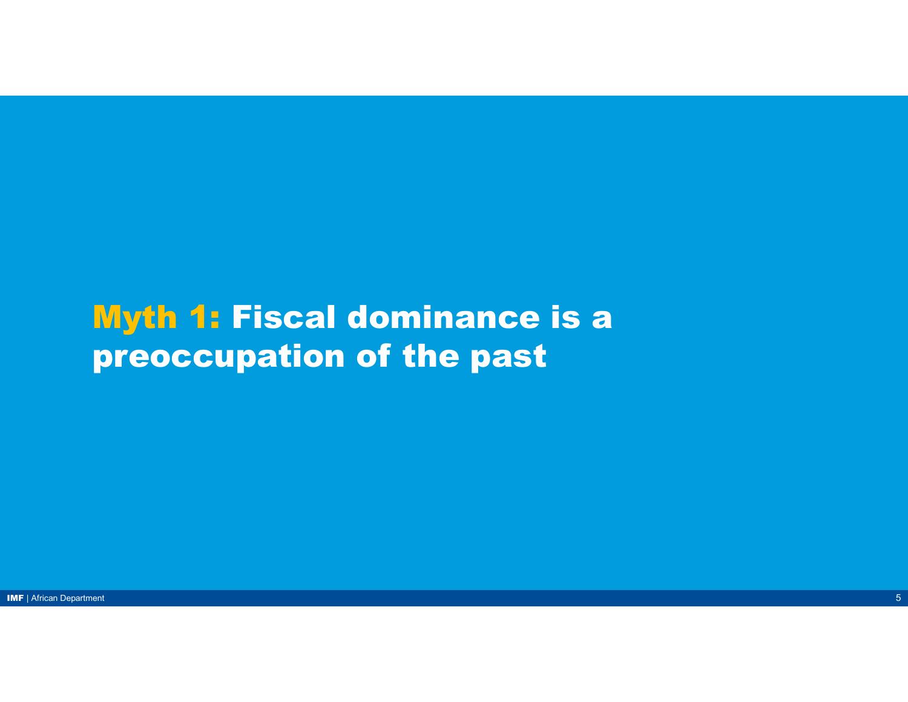# Myth 1: Fiscal dominance is a preoccupation of the past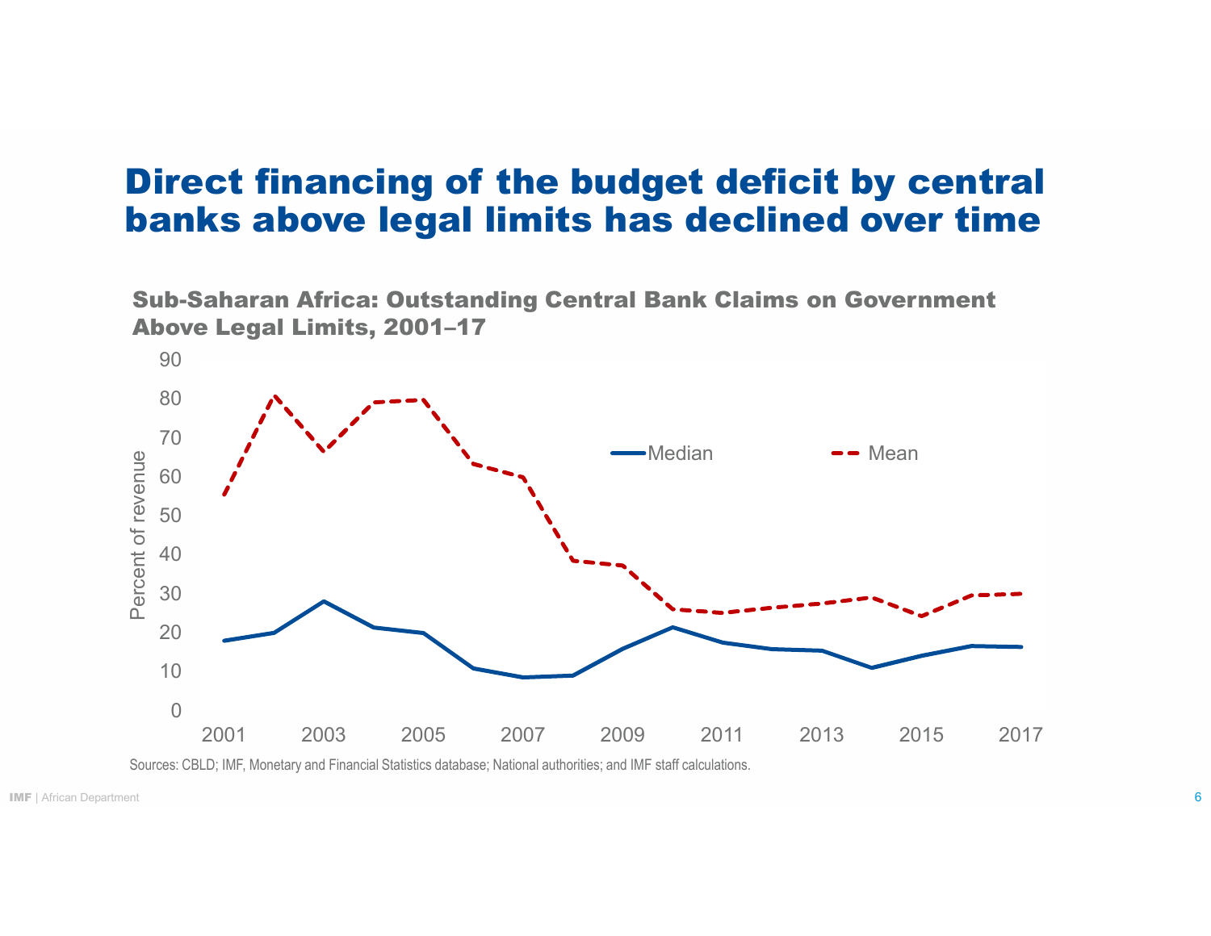# Direct financing of the budget deficit by central banks above legal limits has declined over time

## Sub-Saharan Africa: Outstanding Central Bank Claims on Government Above Legal Limits, 2001–17

Sources: CBLD; IMF, Monetary and Financial Statistics database; National authorities; and IMF staff calculations.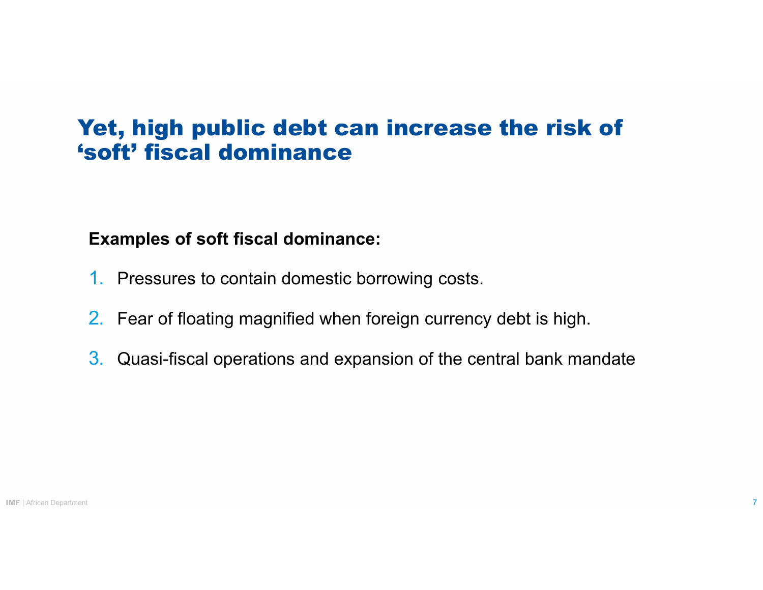# Yet, high public debt can increase the risk of ‘soft’ fiscal dominance

**Examples of soft fiscal dominance:**

1. Pressures to contain domestic borrowing costs.
2. Fear of floating magnified when foreign currency debt is high.
3. Quasi-fiscal operations and expansion of the central bank mandate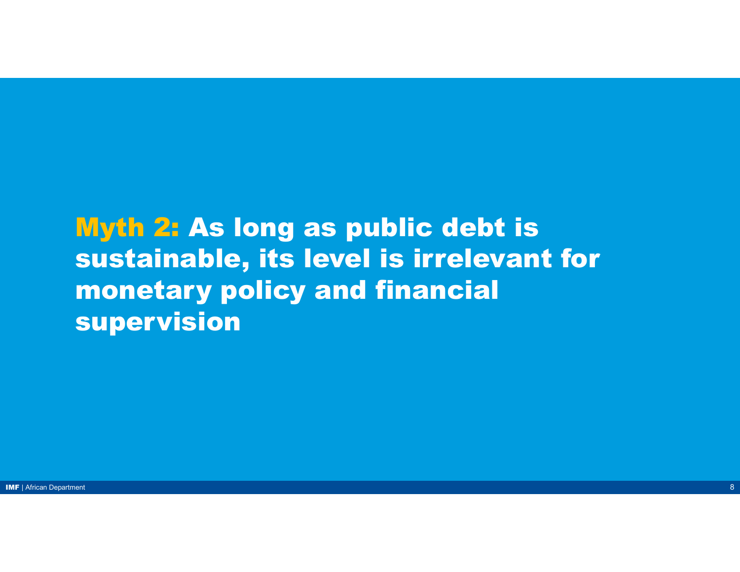# Myth 2: As long as public debt is sustainable, its level is irrelevant for monetary policy and financial supervision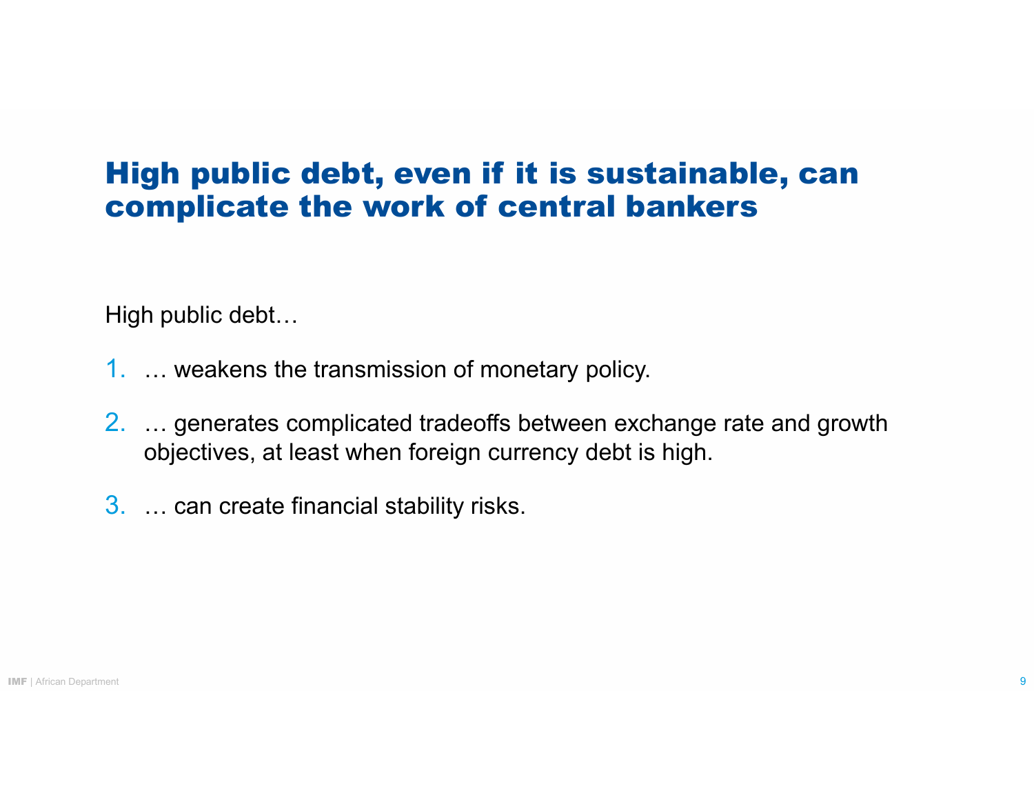# High public debt, even if it is sustainable, can complicate the work of central bankers

High public debt…

1. … weakens the transmission of monetary policy.
2. … generates complicated tradeoffs between exchange rate and growth objectives, at least when foreign currency debt is high.
3. … can create financial stability risks.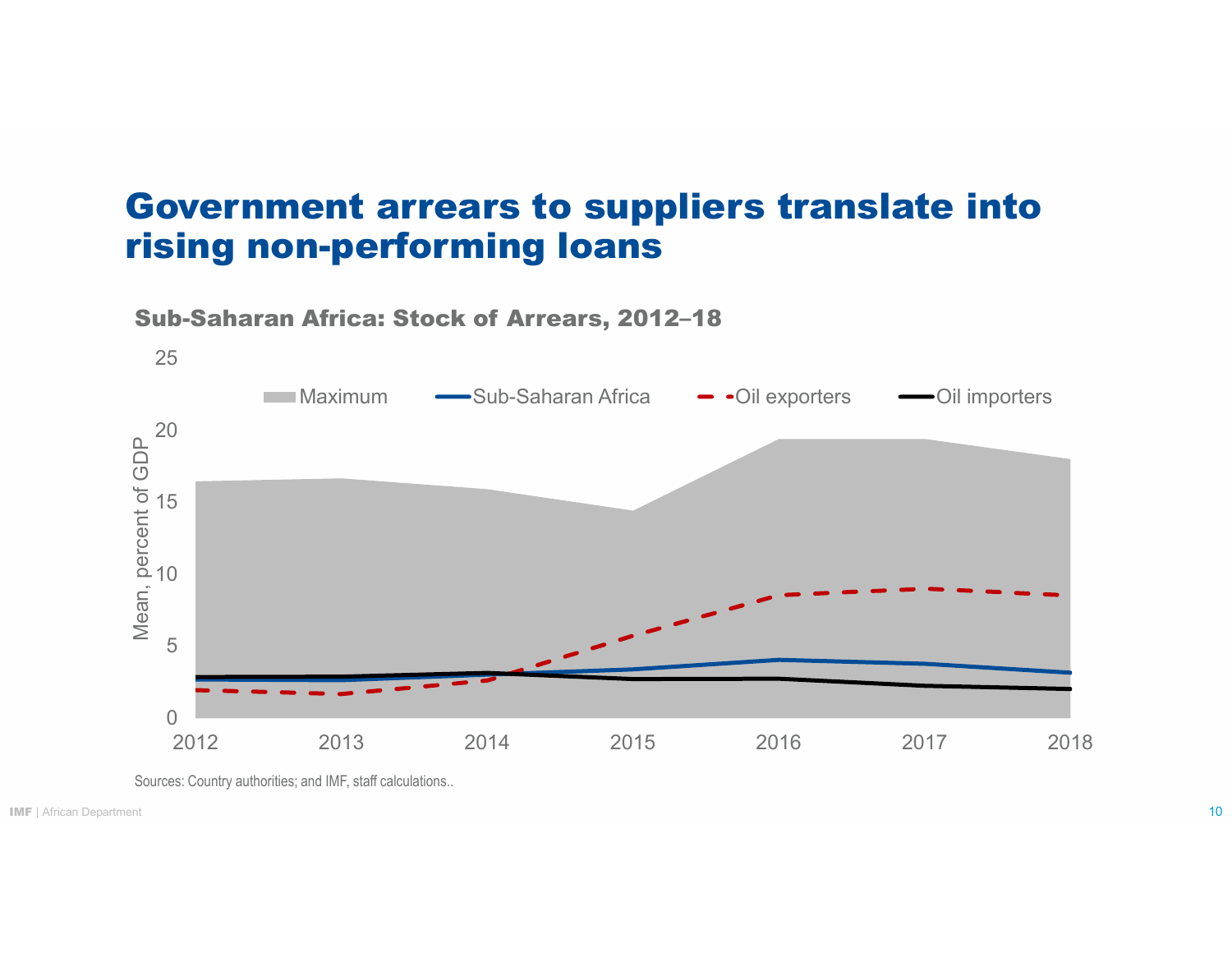# Government arrears to suppliers translate into rising non-performing loans

**Sub-Saharan Africa: Stock of Arrears, 2012–18**

Maximum | Sub-Saharan Africa | Oil exporters | Oil importers

Mean, percent of GDP

25, 20, 15, 10, 5, 0

2012, 2013, 2014, 2015, 2016, 2017, 2018

Sources: Country authorities; and IMF, staff calculations..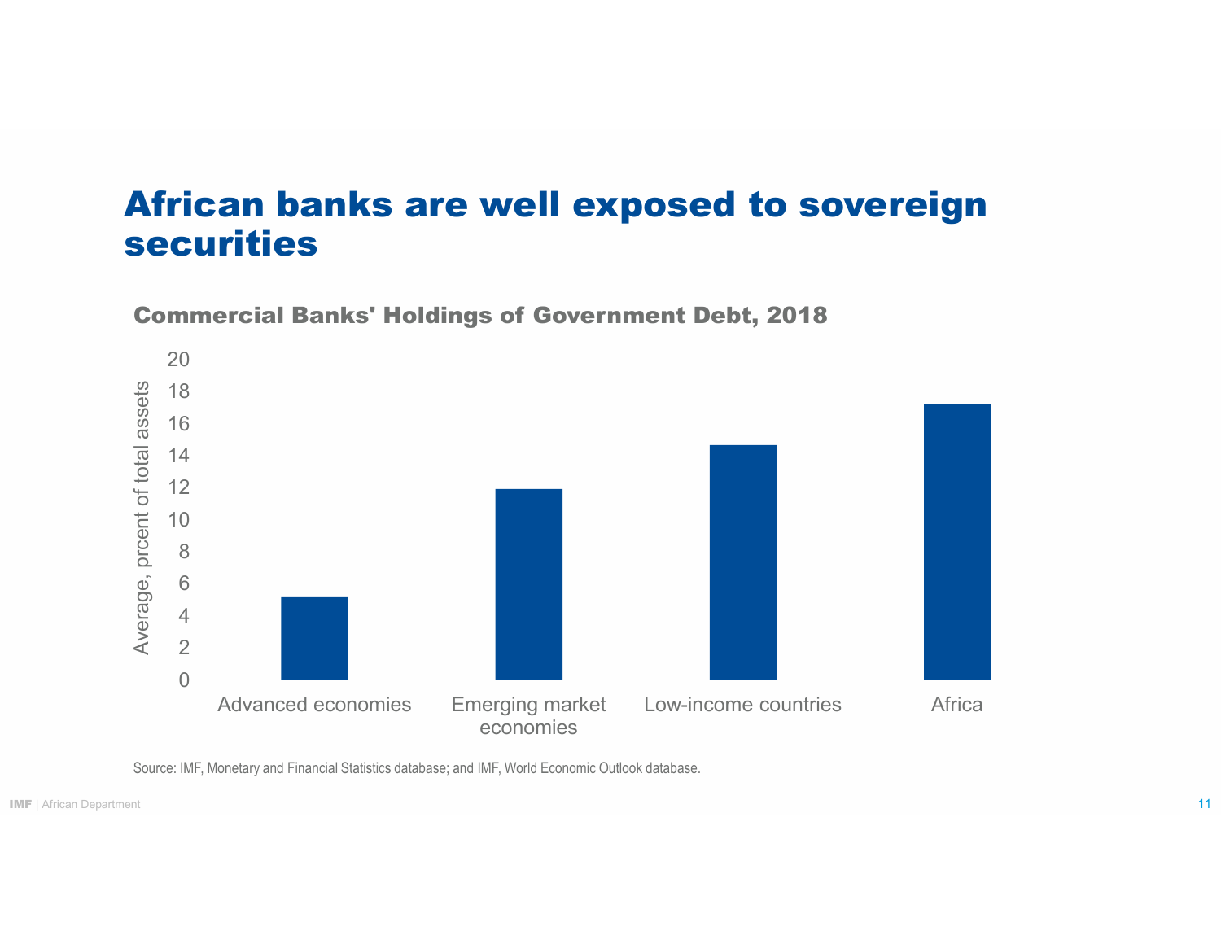# African banks are well exposed to sovereign securities

**Commercial Banks' Holdings of Government Debt, 2018**

Average, prcent of total assets

| Category | Value |
|---|---|
| Advanced economies | ~5.2 |
| Emerging market economies | ~11.9 |
| Low-income countries | ~14.7 |
| Africa | ~17.2 |

Source: IMF, Monetary and Financial Statistics database; and IMF, World Economic Outlook database.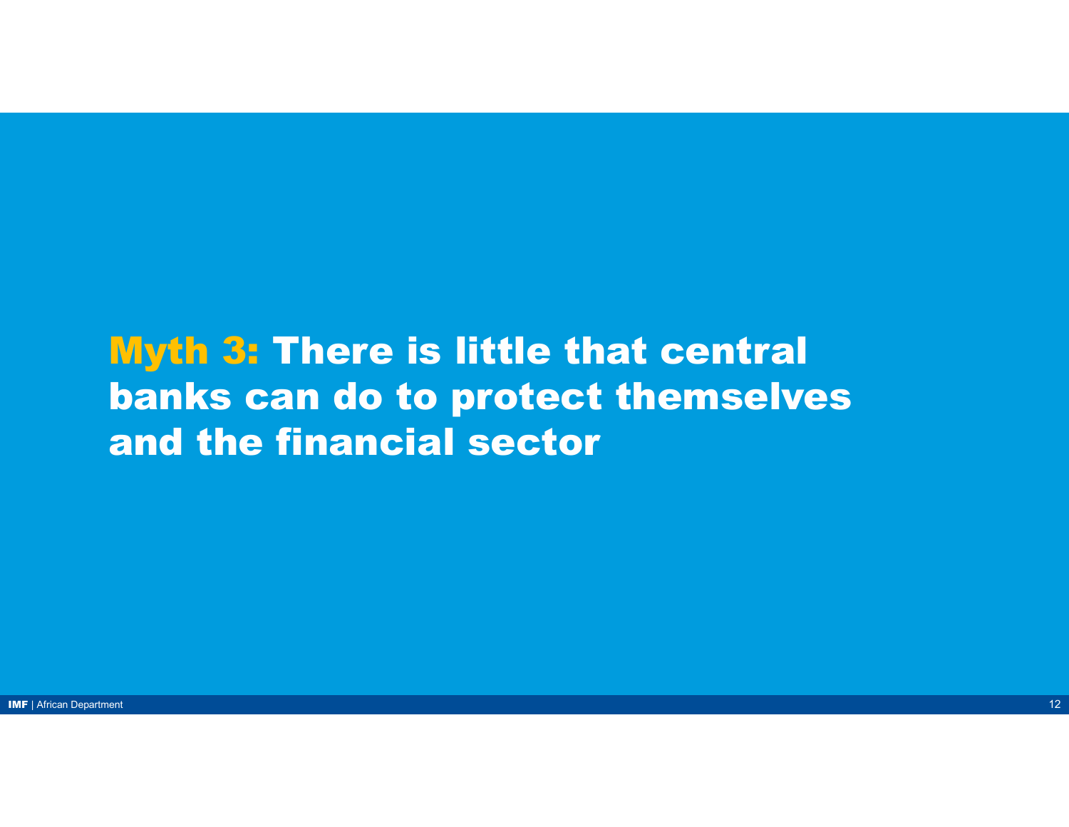# Myth 3: There is little that central banks can do to protect themselves and the financial sector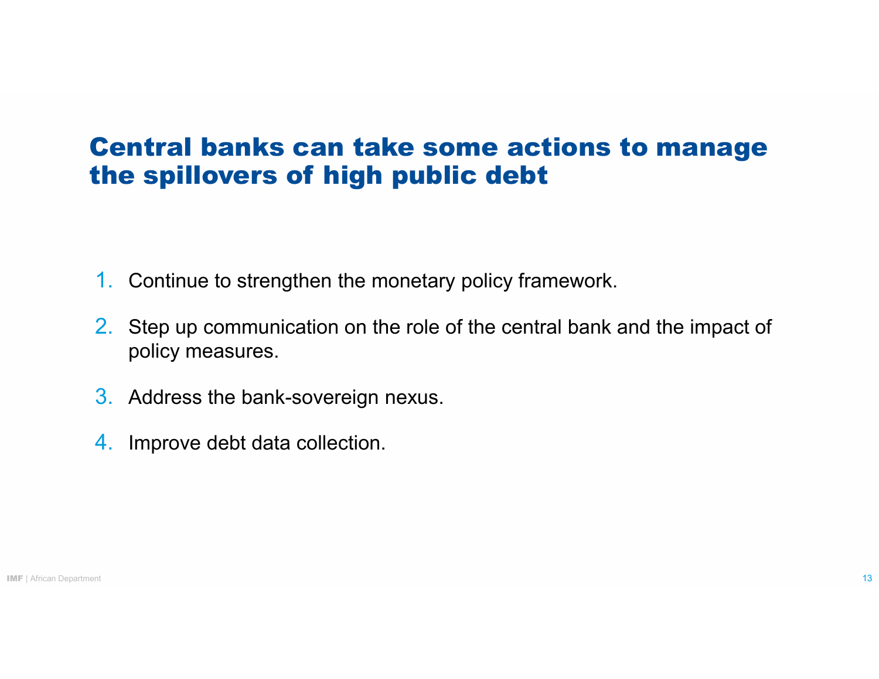# Central banks can take some actions to manage the spillovers of high public debt

1. Continue to strengthen the monetary policy framework.
2. Step up communication on the role of the central bank and the impact of policy measures.
3. Address the bank-sovereign nexus.
4. Improve debt data collection.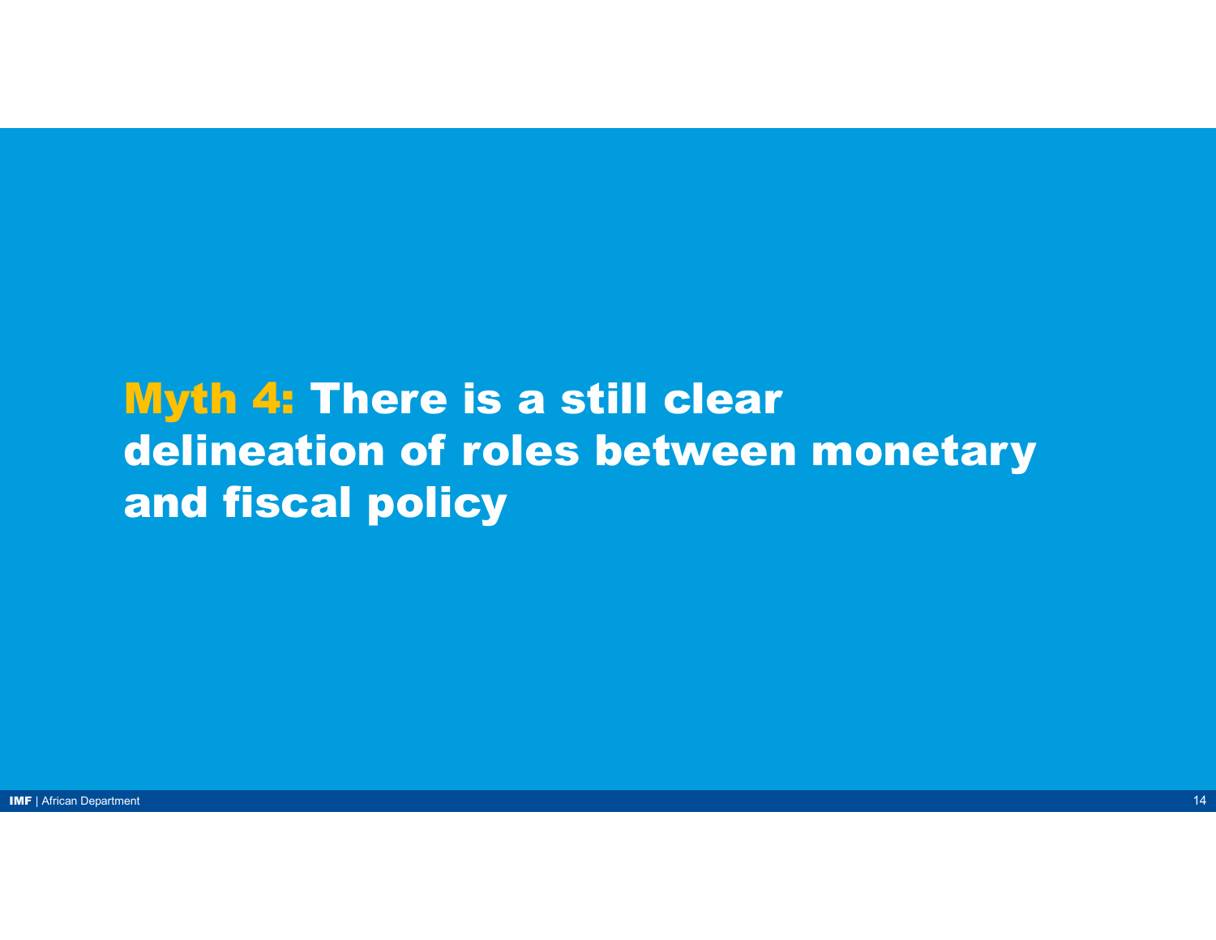# Myth 4: There is a still clear delineation of roles between monetary and fiscal policy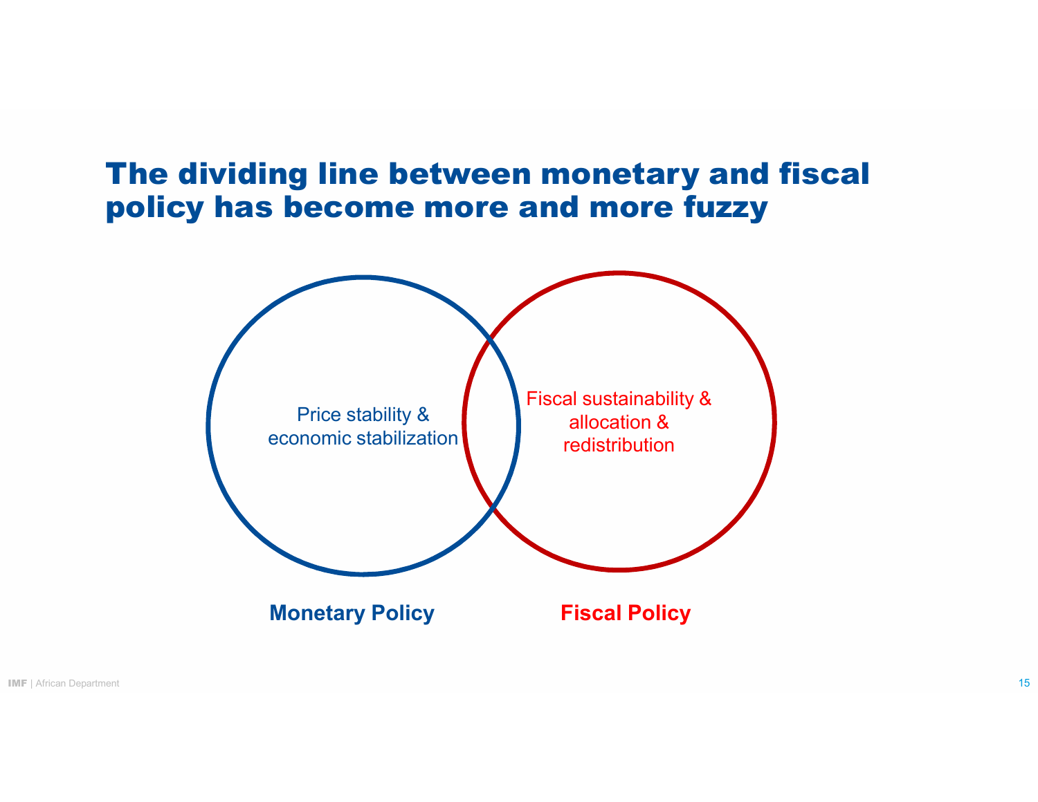# The dividing line between monetary and fiscal policy has become more and more fuzzy

Price stability & economic stabilization

Fiscal sustainability & allocation & redistribution

**Monetary Policy**

**Fiscal Policy**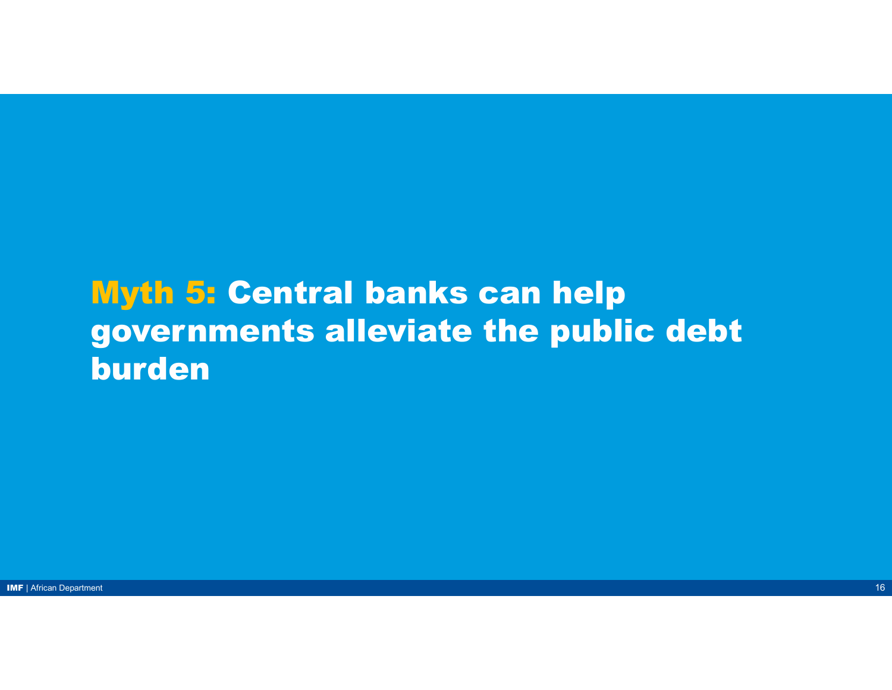# Myth 5: Central banks can help governments alleviate the public debt burden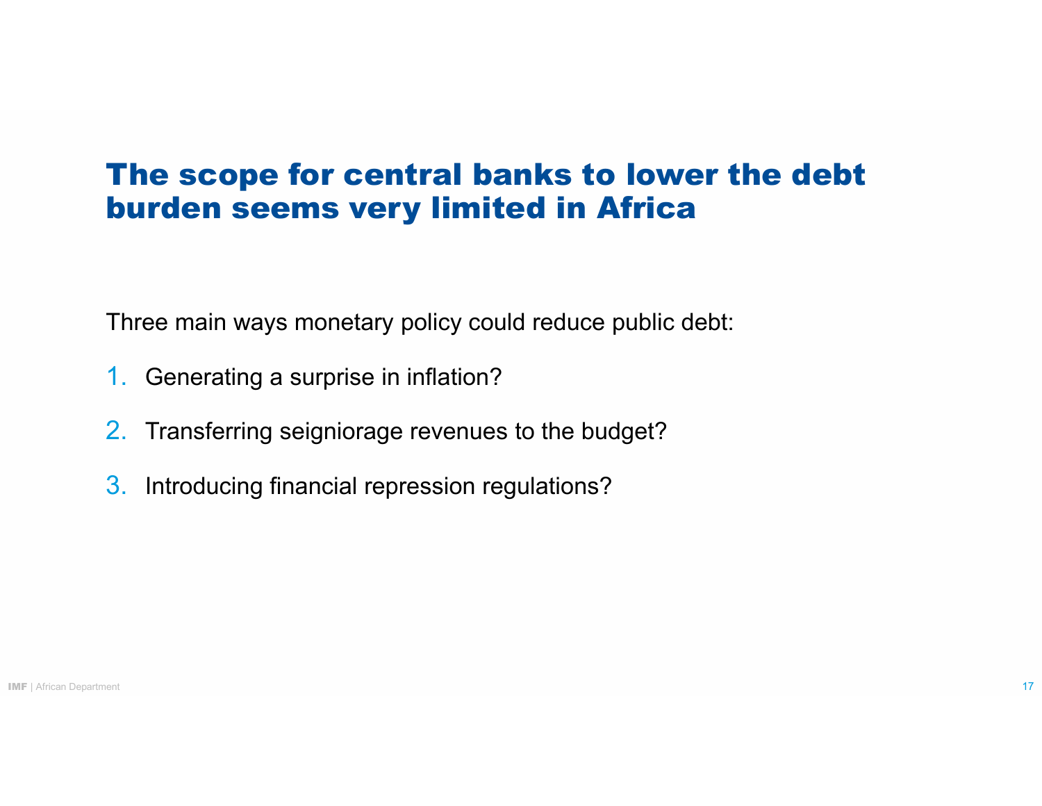# The scope for central banks to lower the debt burden seems very limited in Africa

Three main ways monetary policy could reduce public debt:

1. Generating a surprise in inflation?
2. Transferring seigniorage revenues to the budget?
3. Introducing financial repression regulations?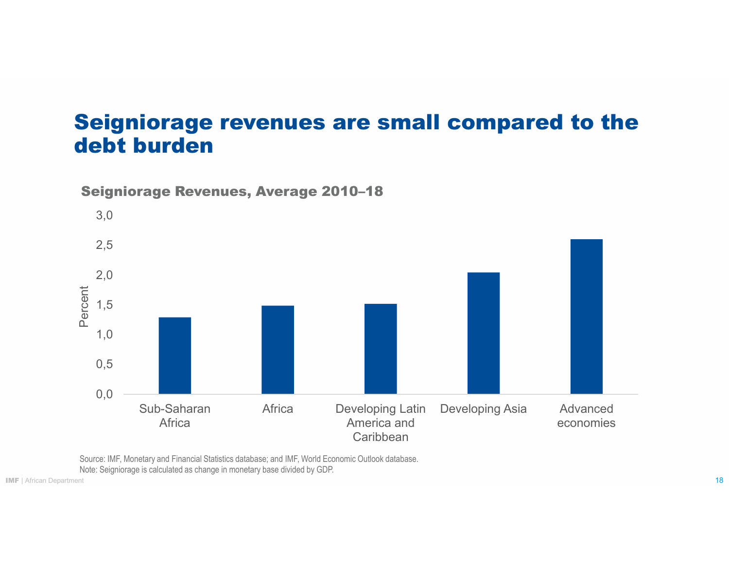# Seigniorage revenues are small compared to the debt burden

**Seigniorage Revenues, Average 2010–18**

| | Percent |
|---|---|
| Sub-Saharan Africa | 1,3 |
| Africa | 1,5 |
| Developing Latin America and Caribbean | 1,5 |
| Developing Asia | 2,0 |
| Advanced economies | 2,6 |

Source: IMF, Monetary and Financial Statistics database; and IMF, World Economic Outlook database.
Note: Seigniorage is calculated as change in monetary base divided by GDP.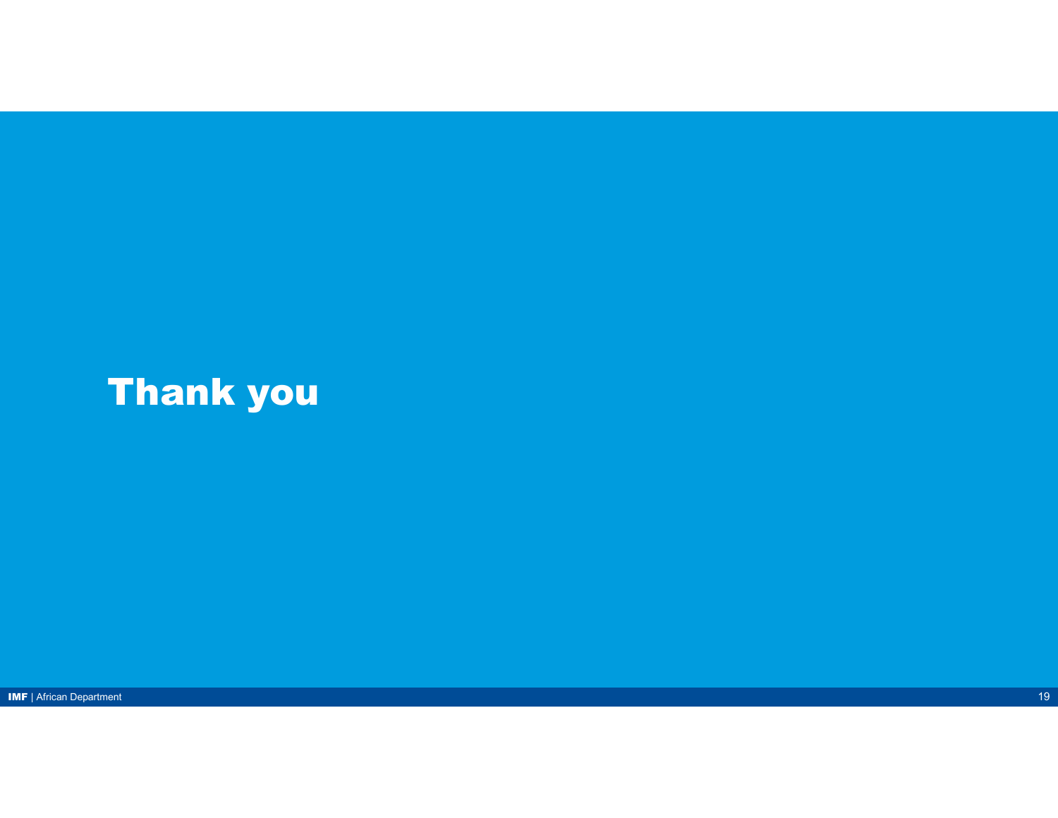# Thank you